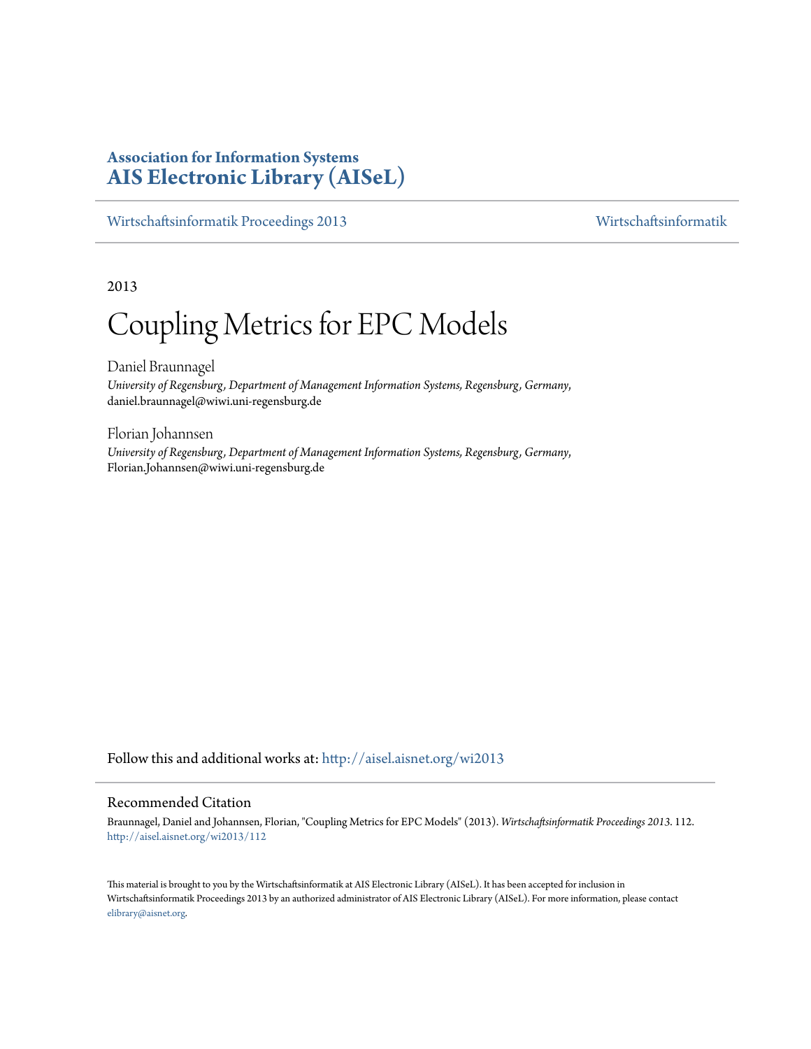# Association for Information Systems
# AIS Electronic Library (AISeL)

Wirtschaftsinformatik Proceedings 2013 | Wirtschaftsinformatik

2013

# Coupling Metrics for EPC Models

Daniel Braunnagel
*University of Regensburg, Department of Management Information Systems, Regensburg, Germany,*
daniel.braunnagel@wiwi.uni-regensburg.de

Florian Johannsen
*University of Regensburg, Department of Management Information Systems, Regensburg, Germany,*
Florian.Johannsen@wiwi.uni-regensburg.de

Follow this and additional works at: http://aisel.aisnet.org/wi2013

## Recommended Citation

Braunnagel, Daniel and Johannsen, Florian, "Coupling Metrics for EPC Models" (2013). *Wirtschaftsinformatik Proceedings 2013*. 112.
http://aisel.aisnet.org/wi2013/112

This material is brought to you by the Wirtschaftsinformatik at AIS Electronic Library (AISeL). It has been accepted for inclusion in Wirtschaftsinformatik Proceedings 2013 by an authorized administrator of AIS Electronic Library (AISeL). For more information, please contact elibrary@aisnet.org.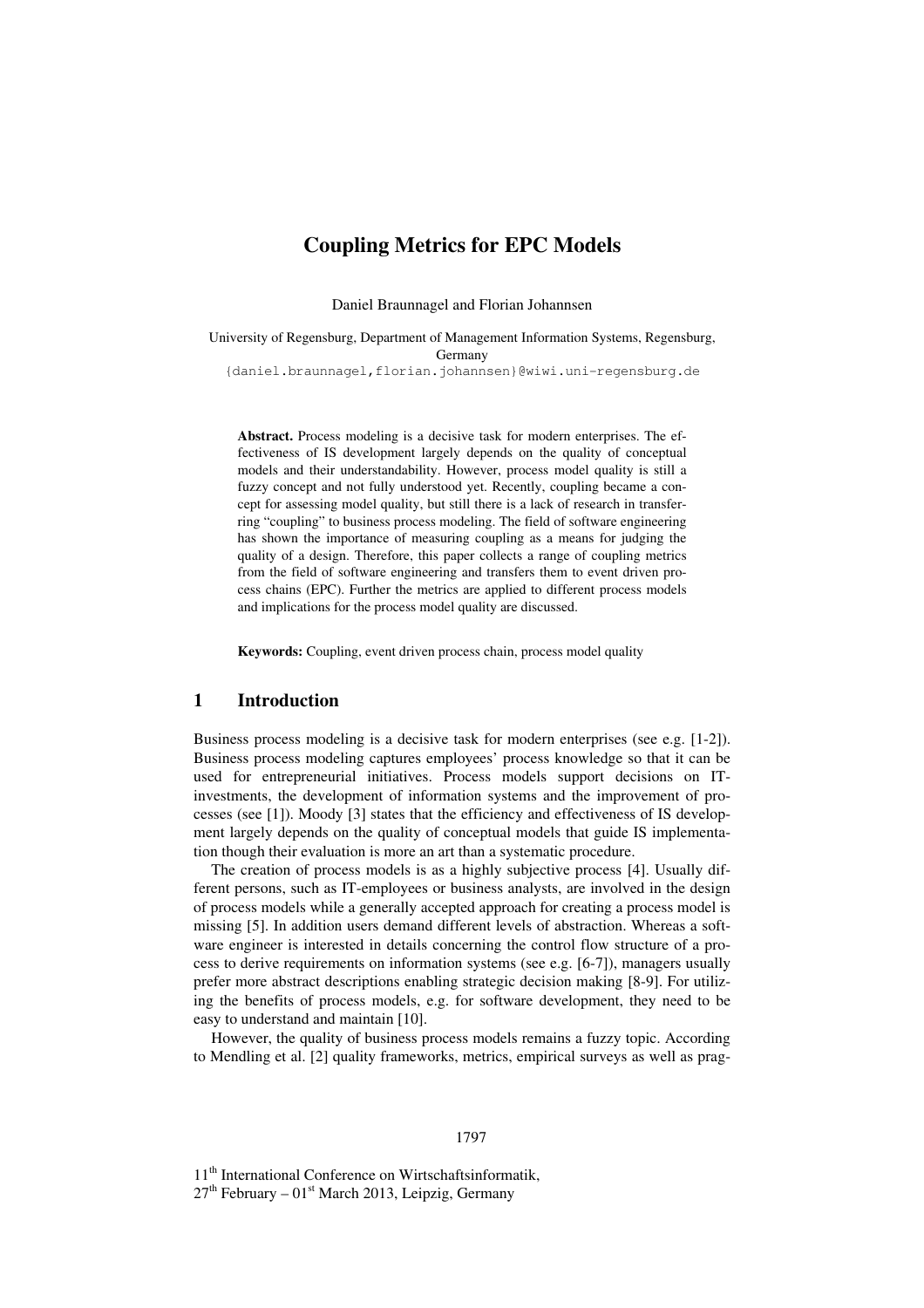# Coupling Metrics for EPC Models

Daniel Braunnagel and Florian Johannsen

University of Regensburg, Department of Management Information Systems, Regensburg, Germany
{daniel.braunnagel,florian.johannsen}@wiwi.uni-regensburg.de

**Abstract.** Process modeling is a decisive task for modern enterprises. The effectiveness of IS development largely depends on the quality of conceptual models and their understandability. However, process model quality is still a fuzzy concept and not fully understood yet. Recently, coupling became a concept for assessing model quality, but still there is a lack of research in transferring "coupling" to business process modeling. The field of software engineering has shown the importance of measuring coupling as a means for judging the quality of a design. Therefore, this paper collects a range of coupling metrics from the field of software engineering and transfers them to event driven process chains (EPC). Further the metrics are applied to different process models and implications for the process model quality are discussed.

**Keywords:** Coupling, event driven process chain, process model quality

## 1 Introduction

Business process modeling is a decisive task for modern enterprises (see e.g. [1-2]). Business process modeling captures employees' process knowledge so that it can be used for entrepreneurial initiatives. Process models support decisions on IT-investments, the development of information systems and the improvement of processes (see [1]). Moody [3] states that the efficiency and effectiveness of IS development largely depends on the quality of conceptual models that guide IS implementation though their evaluation is more an art than a systematic procedure.

The creation of process models is as a highly subjective process [4]. Usually different persons, such as IT-employees or business analysts, are involved in the design of process models while a generally accepted approach for creating a process model is missing [5]. In addition users demand different levels of abstraction. Whereas a software engineer is interested in details concerning the control flow structure of a process to derive requirements on information systems (see e.g. [6-7]), managers usually prefer more abstract descriptions enabling strategic decision making [8-9]. For utilizing the benefits of process models, e.g. for software development, they need to be easy to understand and maintain [10].

However, the quality of business process models remains a fuzzy topic. According to Mendling et al. [2] quality frameworks, metrics, empirical surveys as well as prag-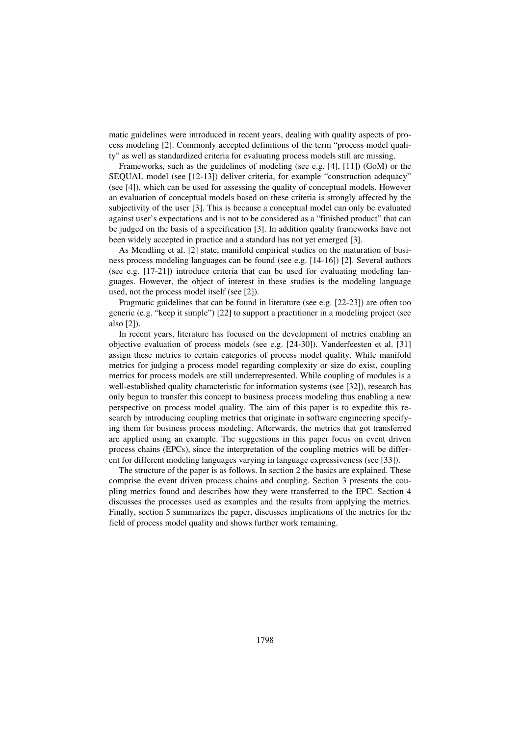matic guidelines were introduced in recent years, dealing with quality aspects of process modeling [2]. Commonly accepted definitions of the term "process model quality" as well as standardized criteria for evaluating process models still are missing.

Frameworks, such as the guidelines of modeling (see e.g. [4], [11]) (GoM) or the SEQUAL model (see [12-13]) deliver criteria, for example "construction adequacy" (see [4]), which can be used for assessing the quality of conceptual models. However an evaluation of conceptual models based on these criteria is strongly affected by the subjectivity of the user [3]. This is because a conceptual model can only be evaluated against user's expectations and is not to be considered as a "finished product" that can be judged on the basis of a specification [3]. In addition quality frameworks have not been widely accepted in practice and a standard has not yet emerged [3].

As Mendling et al. [2] state, manifold empirical studies on the maturation of business process modeling languages can be found (see e.g. [14-16]) [2]. Several authors (see e.g. [17-21]) introduce criteria that can be used for evaluating modeling languages. However, the object of interest in these studies is the modeling language used, not the process model itself (see [2]).

Pragmatic guidelines that can be found in literature (see e.g. [22-23]) are often too generic (e.g. "keep it simple") [22] to support a practitioner in a modeling project (see also [2]).

In recent years, literature has focused on the development of metrics enabling an objective evaluation of process models (see e.g. [24-30]). Vanderfeesten et al. [31] assign these metrics to certain categories of process model quality. While manifold metrics for judging a process model regarding complexity or size do exist, coupling metrics for process models are still underrepresented. While coupling of modules is a well-established quality characteristic for information systems (see [32]), research has only begun to transfer this concept to business process modeling thus enabling a new perspective on process model quality. The aim of this paper is to expedite this research by introducing coupling metrics that originate in software engineering specifying them for business process modeling. Afterwards, the metrics that got transferred are applied using an example. The suggestions in this paper focus on event driven process chains (EPCs), since the interpretation of the coupling metrics will be different for different modeling languages varying in language expressiveness (see [33]).

The structure of the paper is as follows. In section 2 the basics are explained. These comprise the event driven process chains and coupling. Section 3 presents the coupling metrics found and describes how they were transferred to the EPC. Section 4 discusses the processes used as examples and the results from applying the metrics. Finally, section 5 summarizes the paper, discusses implications of the metrics for the field of process model quality and shows further work remaining.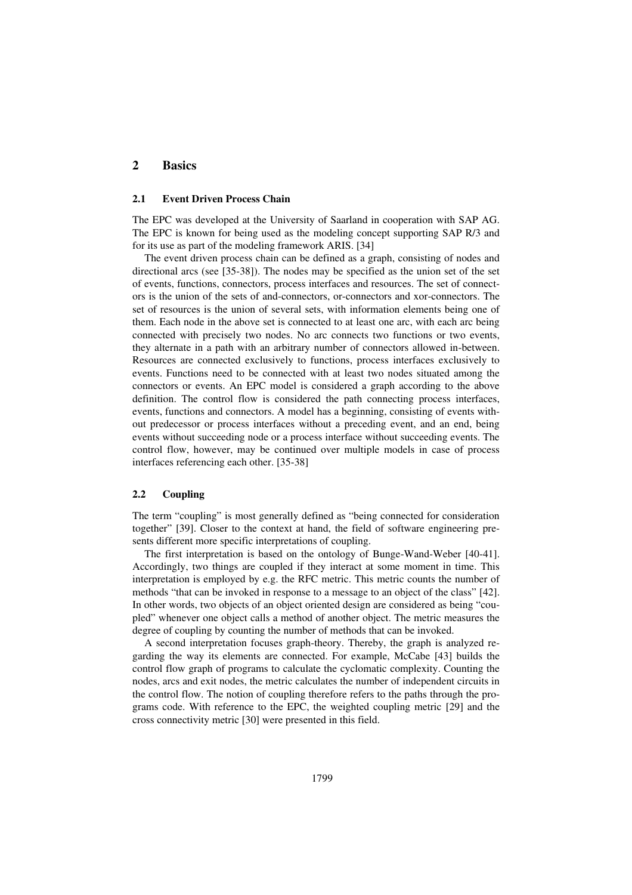## 2 Basics

### 2.1 Event Driven Process Chain

The EPC was developed at the University of Saarland in cooperation with SAP AG. The EPC is known for being used as the modeling concept supporting SAP R/3 and for its use as part of the modeling framework ARIS. [34]

The event driven process chain can be defined as a graph, consisting of nodes and directional arcs (see [35-38]). The nodes may be specified as the union set of the set of events, functions, connectors, process interfaces and resources. The set of connectors is the union of the sets of and-connectors, or-connectors and xor-connectors. The set of resources is the union of several sets, with information elements being one of them. Each node in the above set is connected to at least one arc, with each arc being connected with precisely two nodes. No arc connects two functions or two events, they alternate in a path with an arbitrary number of connectors allowed in-between. Resources are connected exclusively to functions, process interfaces exclusively to events. Functions need to be connected with at least two nodes situated among the connectors or events. An EPC model is considered a graph according to the above definition. The control flow is considered the path connecting process interfaces, events, functions and connectors. A model has a beginning, consisting of events without predecessor or process interfaces without a preceding event, and an end, being events without succeeding node or a process interface without succeeding events. The control flow, however, may be continued over multiple models in case of process interfaces referencing each other. [35-38]

### 2.2 Coupling

The term "coupling" is most generally defined as "being connected for consideration together" [39]. Closer to the context at hand, the field of software engineering presents different more specific interpretations of coupling.

The first interpretation is based on the ontology of Bunge-Wand-Weber [40-41]. Accordingly, two things are coupled if they interact at some moment in time. This interpretation is employed by e.g. the RFC metric. This metric counts the number of methods "that can be invoked in response to a message to an object of the class" [42]. In other words, two objects of an object oriented design are considered as being "coupled" whenever one object calls a method of another object. The metric measures the degree of coupling by counting the number of methods that can be invoked.

A second interpretation focuses graph-theory. Thereby, the graph is analyzed regarding the way its elements are connected. For example, McCabe [43] builds the control flow graph of programs to calculate the cyclomatic complexity. Counting the nodes, arcs and exit nodes, the metric calculates the number of independent circuits in the control flow. The notion of coupling therefore refers to the paths through the programs code. With reference to the EPC, the weighted coupling metric [29] and the cross connectivity metric [30] were presented in this field.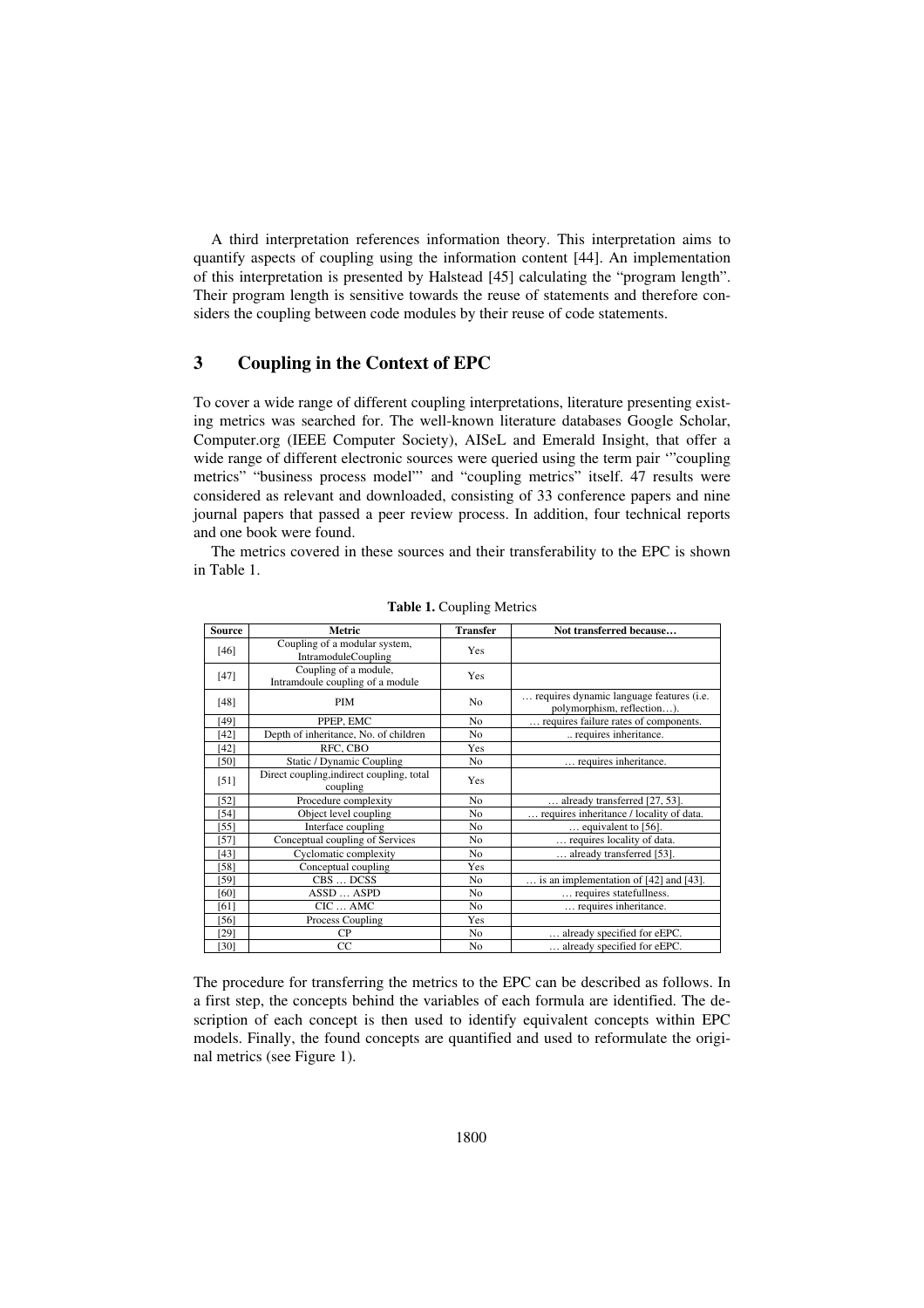A third interpretation references information theory. This interpretation aims to quantify aspects of coupling using the information content [44]. An implementation of this interpretation is presented by Halstead [45] calculating the "program length". Their program length is sensitive towards the reuse of statements and therefore considers the coupling between code modules by their reuse of code statements.

## 3 Coupling in the Context of EPC

To cover a wide range of different coupling interpretations, literature presenting existing metrics was searched for. The well-known literature databases Google Scholar, Computer.org (IEEE Computer Society), AISeL and Emerald Insight, that offer a wide range of different electronic sources were queried using the term pair '"coupling metrics" "business process model"' and "coupling metrics" itself. 47 results were considered as relevant and downloaded, consisting of 33 conference papers and nine journal papers that passed a peer review process. In addition, four technical reports and one book were found.

The metrics covered in these sources and their transferability to the EPC is shown in Table 1.

**Table 1.** Coupling Metrics

| Source | Metric | Transfer | Not transferred because… |
|---|---|---|---|
| [46] | Coupling of a modular system, IntramoduleCoupling | Yes | |
| [47] | Coupling of a module, Intramdoule coupling of a module | Yes | |
| [48] | PIM | No | … requires dynamic language features (i.e. polymorphism, reflection…). |
| [49] | PPEP, EMC | No | … requires failure rates of components. |
| [42] | Depth of inheritance, No. of children | No | .. requires inheritance. |
| [42] | RFC, CBO | Yes | |
| [50] | Static / Dynamic Coupling | No | … requires inheritance. |
| [51] | Direct coupling,indirect coupling, total coupling | Yes | |
| [52] | Procedure complexity | No | … already transferred [27, 53]. |
| [54] | Object level coupling | No | … requires inheritance / locality of data. |
| [55] | Interface coupling | No | … equivalent to [56]. |
| [57] | Conceptual coupling of Services | No | … requires locality of data. |
| [43] | Cyclomatic complexity | No | … already transferred [53]. |
| [58] | Conceptual coupling | Yes | |
| [59] | CBS … DCSS | No | … is an implementation of [42] and [43]. |
| [60] | ASSD … ASPD | No | … requires statefullness. |
| [61] | CIC … AMC | No | … requires inheritance. |
| [56] | Process Coupling | Yes | |
| [29] | CP | No | … already specified for eEPC. |
| [30] | CC | No | … already specified for eEPC. |

The procedure for transferring the metrics to the EPC can be described as follows. In a first step, the concepts behind the variables of each formula are identified. The description of each concept is then used to identify equivalent concepts within EPC models. Finally, the found concepts are quantified and used to reformulate the original metrics (see Figure 1).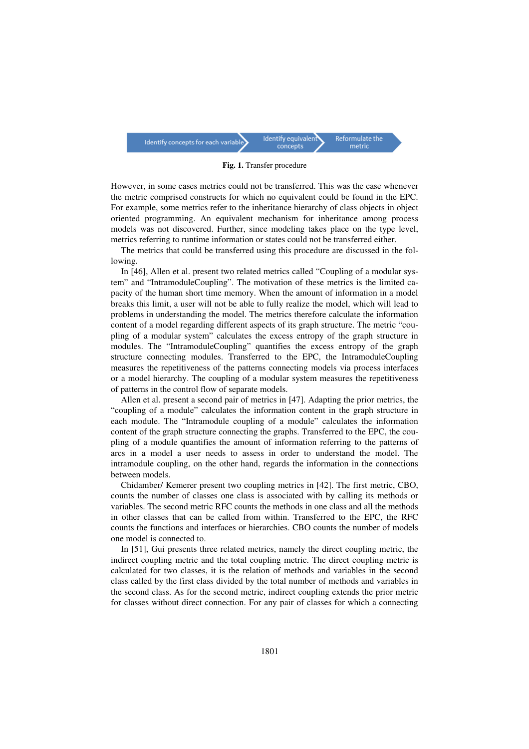Identify concepts for each variable → Identify equivalent concepts → Reformulate the metric

**Fig. 1.** Transfer procedure

However, in some cases metrics could not be transferred. This was the case whenever the metric comprised constructs for which no equivalent could be found in the EPC. For example, some metrics refer to the inheritance hierarchy of class objects in object oriented programming. An equivalent mechanism for inheritance among process models was not discovered. Further, since modeling takes place on the type level, metrics referring to runtime information or states could not be transferred either.

The metrics that could be transferred using this procedure are discussed in the following.

In [46], Allen et al. present two related metrics called "Coupling of a modular system" and "IntramoduleCoupling". The motivation of these metrics is the limited capacity of the human short time memory. When the amount of information in a model breaks this limit, a user will not be able to fully realize the model, which will lead to problems in understanding the model. The metrics therefore calculate the information content of a model regarding different aspects of its graph structure. The metric "coupling of a modular system" calculates the excess entropy of the graph structure in modules. The "IntramoduleCoupling" quantifies the excess entropy of the graph structure connecting modules. Transferred to the EPC, the IntramoduleCoupling measures the repetitiveness of the patterns connecting models via process interfaces or a model hierarchy. The coupling of a modular system measures the repetitiveness of patterns in the control flow of separate models.

Allen et al. present a second pair of metrics in [47]. Adapting the prior metrics, the "coupling of a module" calculates the information content in the graph structure in each module. The "Intramodule coupling of a module" calculates the information content of the graph structure connecting the graphs. Transferred to the EPC, the coupling of a module quantifies the amount of information referring to the patterns of arcs in a model a user needs to assess in order to understand the model. The intramodule coupling, on the other hand, regards the information in the connections between models.

Chidamber/ Kemerer present two coupling metrics in [42]. The first metric, CBO, counts the number of classes one class is associated with by calling its methods or variables. The second metric RFC counts the methods in one class and all the methods in other classes that can be called from within. Transferred to the EPC, the RFC counts the functions and interfaces or hierarchies. CBO counts the number of models one model is connected to.

In [51], Gui presents three related metrics, namely the direct coupling metric, the indirect coupling metric and the total coupling metric. The direct coupling metric is calculated for two classes, it is the relation of methods and variables in the second class called by the first class divided by the total number of methods and variables in the second class. As for the second metric, indirect coupling extends the prior metric for classes without direct connection. For any pair of classes for which a connecting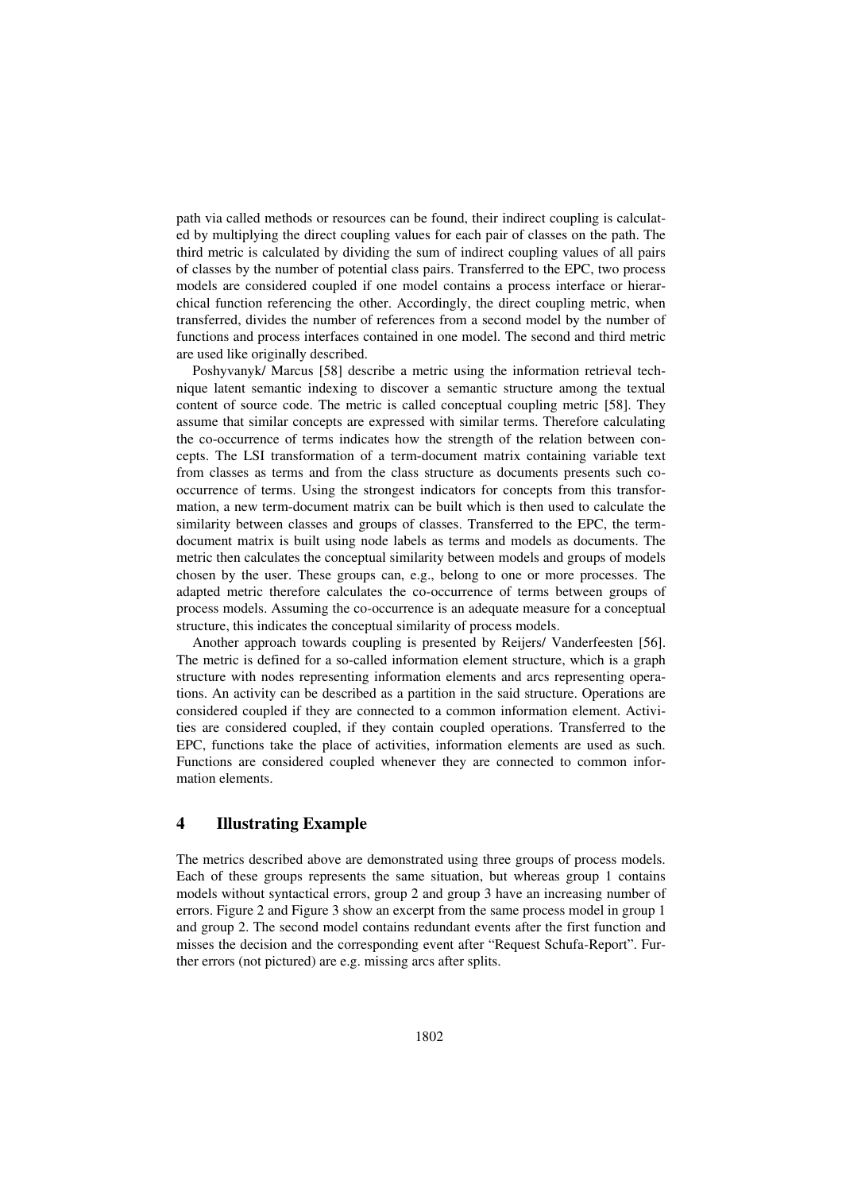path via called methods or resources can be found, their indirect coupling is calculated by multiplying the direct coupling values for each pair of classes on the path. The third metric is calculated by dividing the sum of indirect coupling values of all pairs of classes by the number of potential class pairs. Transferred to the EPC, two process models are considered coupled if one model contains a process interface or hierarchical function referencing the other. Accordingly, the direct coupling metric, when transferred, divides the number of references from a second model by the number of functions and process interfaces contained in one model. The second and third metric are used like originally described.

Poshyvanyk/ Marcus [58] describe a metric using the information retrieval technique latent semantic indexing to discover a semantic structure among the textual content of source code. The metric is called conceptual coupling metric [58]. They assume that similar concepts are expressed with similar terms. Therefore calculating the co-occurrence of terms indicates how the strength of the relation between concepts. The LSI transformation of a term-document matrix containing variable text from classes as terms and from the class structure as documents presents such co-occurrence of terms. Using the strongest indicators for concepts from this transformation, a new term-document matrix can be built which is then used to calculate the similarity between classes and groups of classes. Transferred to the EPC, the term-document matrix is built using node labels as terms and models as documents. The metric then calculates the conceptual similarity between models and groups of models chosen by the user. These groups can, e.g., belong to one or more processes. The adapted metric therefore calculates the co-occurrence of terms between groups of process models. Assuming the co-occurrence is an adequate measure for a conceptual structure, this indicates the conceptual similarity of process models.

Another approach towards coupling is presented by Reijers/ Vanderfeesten [56]. The metric is defined for a so-called information element structure, which is a graph structure with nodes representing information elements and arcs representing operations. An activity can be described as a partition in the said structure. Operations are considered coupled if they are connected to a common information element. Activities are considered coupled, if they contain coupled operations. Transferred to the EPC, functions take the place of activities, information elements are used as such. Functions are considered coupled whenever they are connected to common information elements.

## 4 Illustrating Example

The metrics described above are demonstrated using three groups of process models. Each of these groups represents the same situation, but whereas group 1 contains models without syntactical errors, group 2 and group 3 have an increasing number of errors. Figure 2 and Figure 3 show an excerpt from the same process model in group 1 and group 2. The second model contains redundant events after the first function and misses the decision and the corresponding event after "Request Schufa-Report". Further errors (not pictured) are e.g. missing arcs after splits.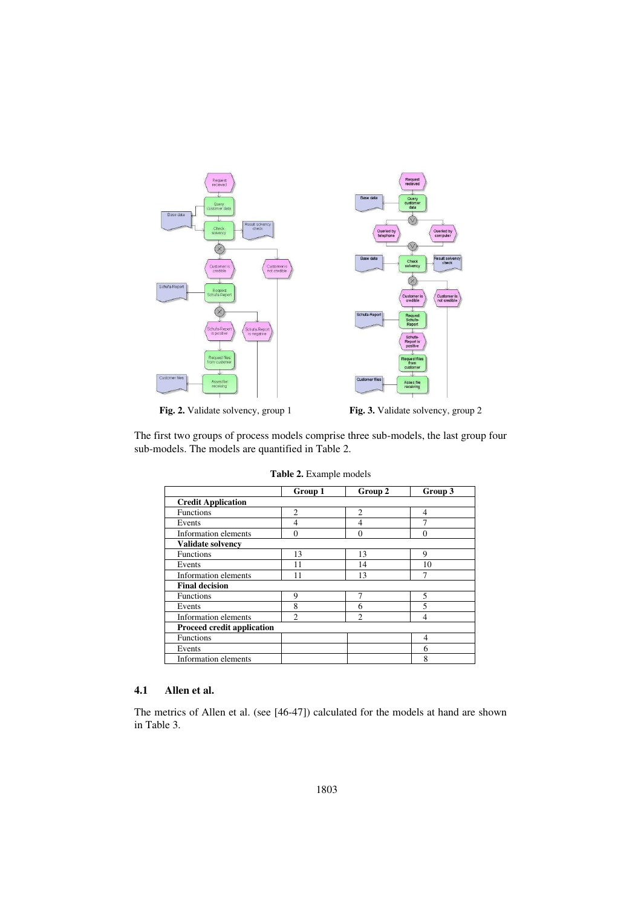**Fig. 2.** Validate solvency, group 1

**Fig. 3.** Validate solvency, group 2

The first two groups of process models comprise three sub-models, the last group four sub-models. The models are quantified in Table 2.

**Table 2.** Example models

| | Group 1 | Group 2 | Group 3 |
|---|---|---|---|
| **Credit Application** | | | |
| Functions | 2 | 2 | 4 |
| Events | 4 | 4 | 7 |
| Information elements | 0 | 0 | 0 |
| **Validate solvency** | | | |
| Functions | 13 | 13 | 9 |
| Events | 11 | 14 | 10 |
| Information elements | 11 | 13 | 7 |
| **Final decision** | | | |
| Functions | 9 | 7 | 5 |
| Events | 8 | 6 | 5 |
| Information elements | 2 | 2 | 4 |
| **Proceed credit application** | | | |
| Functions | | | 4 |
| Events | | | 6 |
| Information elements | | | 8 |

### 4.1 Allen et al.

The metrics of Allen et al. (see [46-47]) calculated for the models at hand are shown in Table 3.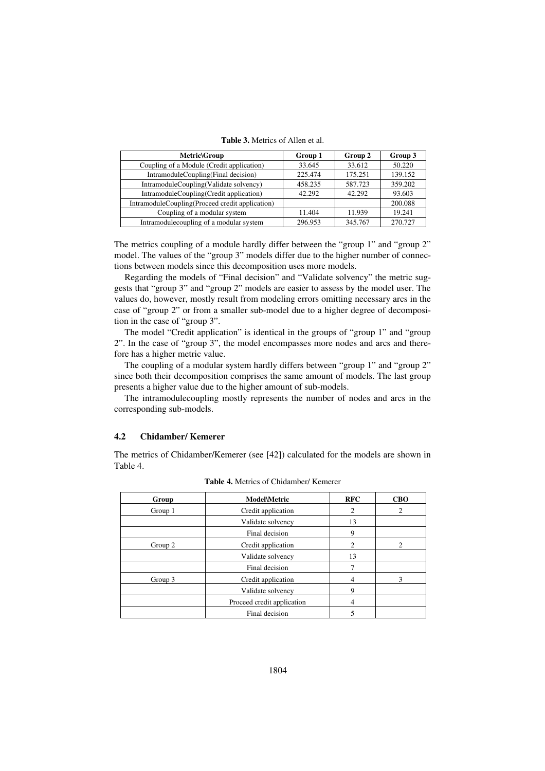**Table 3.** Metrics of Allen et al.

| Metric\Group | Group 1 | Group 2 | Group 3 |
| --- | --- | --- | --- |
| Coupling of a Module (Credit application) | 33.645 | 33.612 | 50.220 |
| IntramoduleCoupling(Final decision) | 225.474 | 175.251 | 139.152 |
| IntramoduleCoupling(Validate solvency) | 458.235 | 587.723 | 359.202 |
| IntramoduleCoupling(Credit application) | 42.292 | 42.292 | 93.603 |
| IntramoduleCoupling(Proceed credit application) | | | 200.088 |
| Coupling of a modular system | 11.404 | 11.939 | 19.241 |
| Intramodulecoupling of a modular system | 296.953 | 345.767 | 270.727 |

The metrics coupling of a module hardly differ between the "group 1" and "group 2" model. The values of the "group 3" models differ due to the higher number of connections between models since this decomposition uses more models.

Regarding the models of "Final decision" and "Validate solvency" the metric suggests that "group 3" and "group 2" models are easier to assess by the model user. The values do, however, mostly result from modeling errors omitting necessary arcs in the case of "group 2" or from a smaller sub-model due to a higher degree of decomposition in the case of "group 3".

The model "Credit application" is identical in the groups of "group 1" and "group 2". In the case of "group 3", the model encompasses more nodes and arcs and therefore has a higher metric value.

The coupling of a modular system hardly differs between "group 1" and "group 2" since both their decomposition comprises the same amount of models. The last group presents a higher value due to the higher amount of sub-models.

The intramodulecoupling mostly represents the number of nodes and arcs in the corresponding sub-models.

### 4.2 Chidamber/ Kemerer

The metrics of Chidamber/Kemerer (see [42]) calculated for the models are shown in Table 4.

**Table 4.** Metrics of Chidamber/ Kemerer

| Group | Model\Metric | RFC | CBO |
| --- | --- | --- | --- |
| Group 1 | Credit application | 2 | 2 |
| | Validate solvency | 13 | |
| | Final decision | 9 | |
| Group 2 | Credit application | 2 | 2 |
| | Validate solvency | 13 | |
| | Final decision | 7 | |
| Group 3 | Credit application | 4 | 3 |
| | Validate solvency | 9 | |
| | Proceed credit application | 4 | |
| | Final decision | 5 | |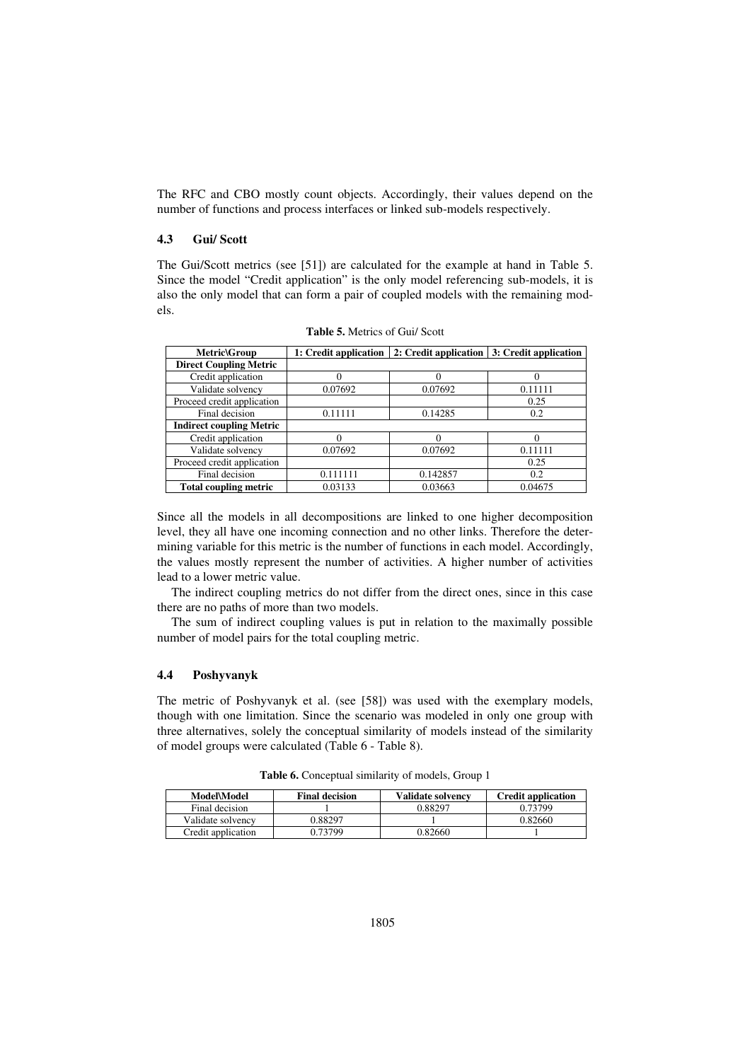The RFC and CBO mostly count objects. Accordingly, their values depend on the number of functions and process interfaces or linked sub-models respectively.

### 4.3 Gui/ Scott

The Gui/Scott metrics (see [51]) are calculated for the example at hand in Table 5. Since the model "Credit application" is the only model referencing sub-models, it is also the only model that can form a pair of coupled models with the remaining models.

**Table 5.** Metrics of Gui/ Scott

| Metric\Group | 1: Credit application | 2: Credit application | 3: Credit application |
|---|---|---|---|
| **Direct Coupling Metric** | | | |
| Credit application | 0 | 0 | 0 |
| Validate solvency | 0.07692 | 0.07692 | 0.11111 |
| Proceed credit application | | | 0.25 |
| Final decision | 0.11111 | 0.14285 | 0.2 |
| **Indirect coupling Metric** | | | |
| Credit application | 0 | 0 | 0 |
| Validate solvency | 0.07692 | 0.07692 | 0.11111 |
| Proceed credit application | | | 0.25 |
| Final decision | 0.111111 | 0.142857 | 0.2 |
| **Total coupling metric** | 0.03133 | 0.03663 | 0.04675 |

Since all the models in all decompositions are linked to one higher decomposition level, they all have one incoming connection and no other links. Therefore the determining variable for this metric is the number of functions in each model. Accordingly, the values mostly represent the number of activities. A higher number of activities lead to a lower metric value.

The indirect coupling metrics do not differ from the direct ones, since in this case there are no paths of more than two models.

The sum of indirect coupling values is put in relation to the maximally possible number of model pairs for the total coupling metric.

### 4.4 Poshyvanyk

The metric of Poshyvanyk et al. (see [58]) was used with the exemplary models, though with one limitation. Since the scenario was modeled in only one group with three alternatives, solely the conceptual similarity of models instead of the similarity of model groups were calculated (Table 6 - Table 8).

**Table 6.** Conceptual similarity of models, Group 1

| Model\Model | Final decision | Validate solvency | Credit application |
|---|---|---|---|
| Final decision | 1 | 0.88297 | 0.73799 |
| Validate solvency | 0.88297 | 1 | 0.82660 |
| Credit application | 0.73799 | 0.82660 | 1 |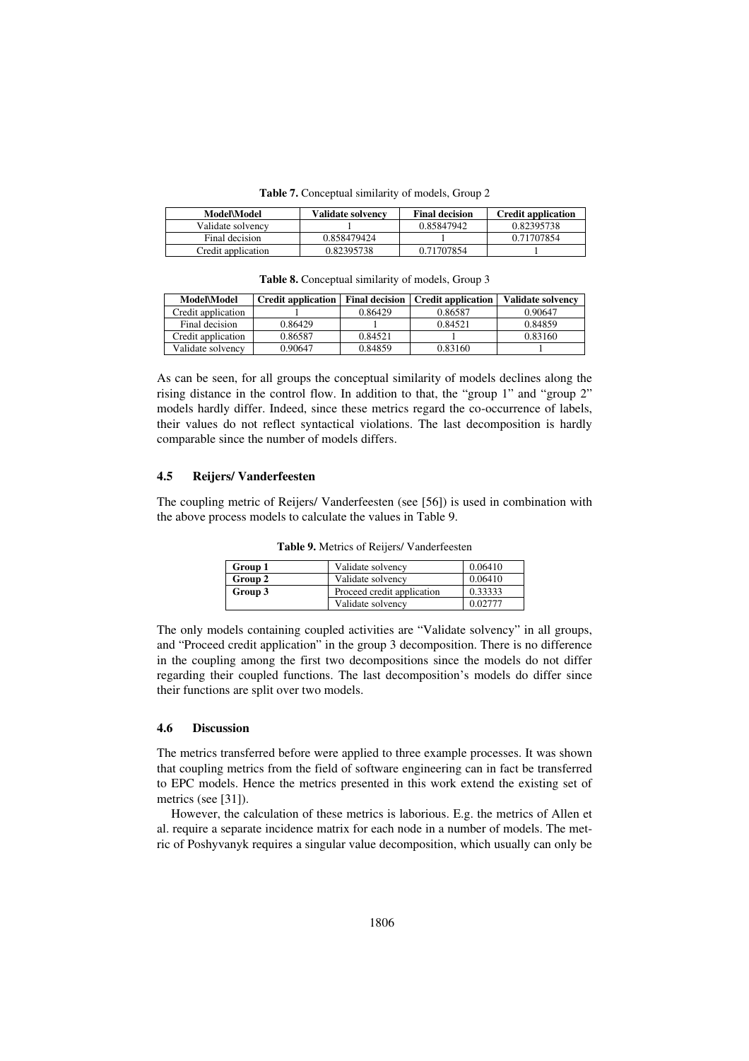**Table 7.** Conceptual similarity of models, Group 2

| Model\Model | Validate solvency | Final decision | Credit application |
|---|---|---|---|
| Validate solvency | 1 | 0.85847942 | 0.82395738 |
| Final decision | 0.858479424 | 1 | 0.71707854 |
| Credit application | 0.82395738 | 0.71707854 | 1 |

**Table 8.** Conceptual similarity of models, Group 3

| Model\Model | Credit application | Final decision | Credit application | Validate solvency |
|---|---|---|---|---|
| Credit application | 1 | 0.86429 | 0.86587 | 0.90647 |
| Final decision | 0.86429 | 1 | 0.84521 | 0.84859 |
| Credit application | 0.86587 | 0.84521 | 1 | 0.83160 |
| Validate solvency | 0.90647 | 0.84859 | 0.83160 | 1 |

As can be seen, for all groups the conceptual similarity of models declines along the rising distance in the control flow. In addition to that, the "group 1" and "group 2" models hardly differ. Indeed, since these metrics regard the co-occurrence of labels, their values do not reflect syntactical violations. The last decomposition is hardly comparable since the number of models differs.

### 4.5 Reijers/ Vanderfeesten

The coupling metric of Reijers/ Vanderfeesten (see [56]) is used in combination with the above process models to calculate the values in Table 9.

**Table 9.** Metrics of Reijers/ Vanderfeesten

| | | |
|---|---|---|
| **Group 1** | Validate solvency | 0.06410 |
| **Group 2** | Validate solvency | 0.06410 |
| **Group 3** | Proceed credit application | 0.33333 |
| | Validate solvency | 0.02777 |

The only models containing coupled activities are "Validate solvency" in all groups, and "Proceed credit application" in the group 3 decomposition. There is no difference in the coupling among the first two decompositions since the models do not differ regarding their coupled functions. The last decomposition's models do differ since their functions are split over two models.

### 4.6 Discussion

The metrics transferred before were applied to three example processes. It was shown that coupling metrics from the field of software engineering can in fact be transferred to EPC models. Hence the metrics presented in this work extend the existing set of metrics (see [31]).

However, the calculation of these metrics is laborious. E.g. the metrics of Allen et al. require a separate incidence matrix for each node in a number of models. The metric of Poshyvanyk requires a singular value decomposition, which usually can only be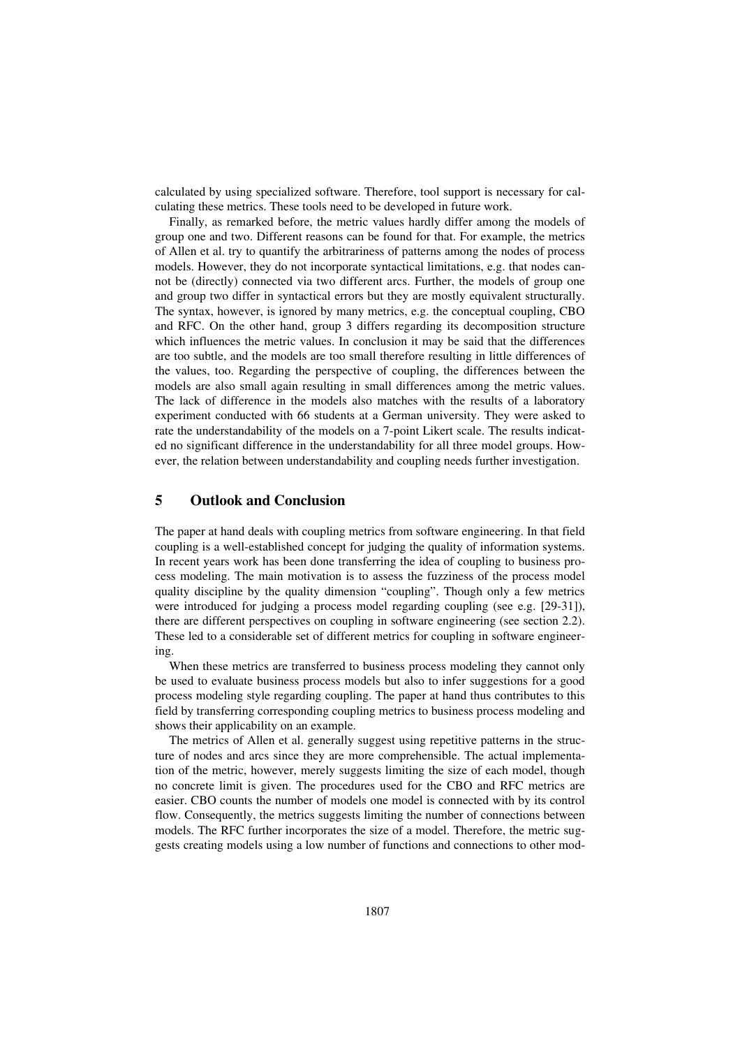calculated by using specialized software. Therefore, tool support is necessary for calculating these metrics. These tools need to be developed in future work.

Finally, as remarked before, the metric values hardly differ among the models of group one and two. Different reasons can be found for that. For example, the metrics of Allen et al. try to quantify the arbitrariness of patterns among the nodes of process models. However, they do not incorporate syntactical limitations, e.g. that nodes cannot be (directly) connected via two different arcs. Further, the models of group one and group two differ in syntactical errors but they are mostly equivalent structurally. The syntax, however, is ignored by many metrics, e.g. the conceptual coupling, CBO and RFC. On the other hand, group 3 differs regarding its decomposition structure which influences the metric values. In conclusion it may be said that the differences are too subtle, and the models are too small therefore resulting in little differences of the values, too. Regarding the perspective of coupling, the differences between the models are also small again resulting in small differences among the metric values. The lack of difference in the models also matches with the results of a laboratory experiment conducted with 66 students at a German university. They were asked to rate the understandability of the models on a 7-point Likert scale. The results indicated no significant difference in the understandability for all three model groups. However, the relation between understandability and coupling needs further investigation.

## 5 Outlook and Conclusion

The paper at hand deals with coupling metrics from software engineering. In that field coupling is a well-established concept for judging the quality of information systems. In recent years work has been done transferring the idea of coupling to business process modeling. The main motivation is to assess the fuzziness of the process model quality discipline by the quality dimension "coupling". Though only a few metrics were introduced for judging a process model regarding coupling (see e.g. [29-31]), there are different perspectives on coupling in software engineering (see section 2.2). These led to a considerable set of different metrics for coupling in software engineering.

When these metrics are transferred to business process modeling they cannot only be used to evaluate business process models but also to infer suggestions for a good process modeling style regarding coupling. The paper at hand thus contributes to this field by transferring corresponding coupling metrics to business process modeling and shows their applicability on an example.

The metrics of Allen et al. generally suggest using repetitive patterns in the structure of nodes and arcs since they are more comprehensible. The actual implementation of the metric, however, merely suggests limiting the size of each model, though no concrete limit is given. The procedures used for the CBO and RFC metrics are easier. CBO counts the number of models one model is connected with by its control flow. Consequently, the metrics suggests limiting the number of connections between models. The RFC further incorporates the size of a model. Therefore, the metric suggests creating models using a low number of functions and connections to other mod-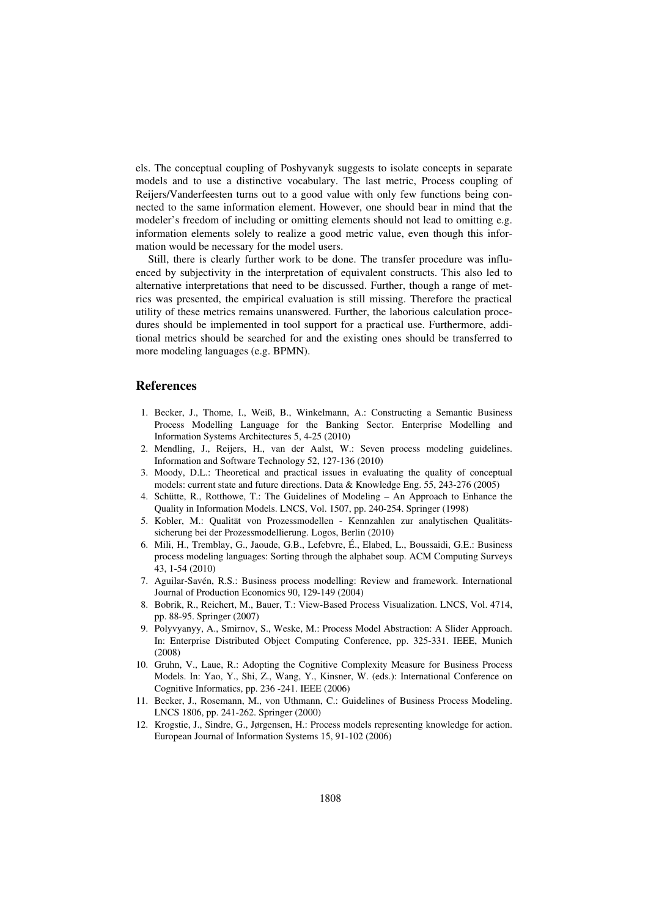els. The conceptual coupling of Poshyvanyk suggests to isolate concepts in separate models and to use a distinctive vocabulary. The last metric, Process coupling of Reijers/Vanderfeesten turns out to a good value with only few functions being connected to the same information element. However, one should bear in mind that the modeler's freedom of including or omitting elements should not lead to omitting e.g. information elements solely to realize a good metric value, even though this information would be necessary for the model users.

Still, there is clearly further work to be done. The transfer procedure was influenced by subjectivity in the interpretation of equivalent constructs. This also led to alternative interpretations that need to be discussed. Further, though a range of metrics was presented, the empirical evaluation is still missing. Therefore the practical utility of these metrics remains unanswered. Further, the laborious calculation procedures should be implemented in tool support for a practical use. Furthermore, additional metrics should be searched for and the existing ones should be transferred to more modeling languages (e.g. BPMN).

## References

1. Becker, J., Thome, I., Weiß, B., Winkelmann, A.: Constructing a Semantic Business Process Modelling Language for the Banking Sector. Enterprise Modelling and Information Systems Architectures 5, 4-25 (2010)
2. Mendling, J., Reijers, H., van der Aalst, W.: Seven process modeling guidelines. Information and Software Technology 52, 127-136 (2010)
3. Moody, D.L.: Theoretical and practical issues in evaluating the quality of conceptual models: current state and future directions. Data & Knowledge Eng. 55, 243-276 (2005)
4. Schütte, R., Rotthowe, T.: The Guidelines of Modeling – An Approach to Enhance the Quality in Information Models. LNCS, Vol. 1507, pp. 240-254. Springer (1998)
5. Kobler, M.: Qualität von Prozessmodellen - Kennzahlen zur analytischen Qualitätssicherung bei der Prozessmodellierung. Logos, Berlin (2010)
6. Mili, H., Tremblay, G., Jaoude, G.B., Lefebvre, É., Elabed, L., Boussaidi, G.E.: Business process modeling languages: Sorting through the alphabet soup. ACM Computing Surveys 43, 1-54 (2010)
7. Aguilar-Savén, R.S.: Business process modelling: Review and framework. International Journal of Production Economics 90, 129-149 (2004)
8. Bobrik, R., Reichert, M., Bauer, T.: View-Based Process Visualization. LNCS, Vol. 4714, pp. 88-95. Springer (2007)
9. Polyvyanyy, A., Smirnov, S., Weske, M.: Process Model Abstraction: A Slider Approach. In: Enterprise Distributed Object Computing Conference, pp. 325-331. IEEE, Munich (2008)
10. Gruhn, V., Laue, R.: Adopting the Cognitive Complexity Measure for Business Process Models. In: Yao, Y., Shi, Z., Wang, Y., Kinsner, W. (eds.): International Conference on Cognitive Informatics, pp. 236 -241. IEEE (2006)
11. Becker, J., Rosemann, M., von Uthmann, C.: Guidelines of Business Process Modeling. LNCS 1806, pp. 241-262. Springer (2000)
12. Krogstie, J., Sindre, G., Jørgensen, H.: Process models representing knowledge for action. European Journal of Information Systems 15, 91-102 (2006)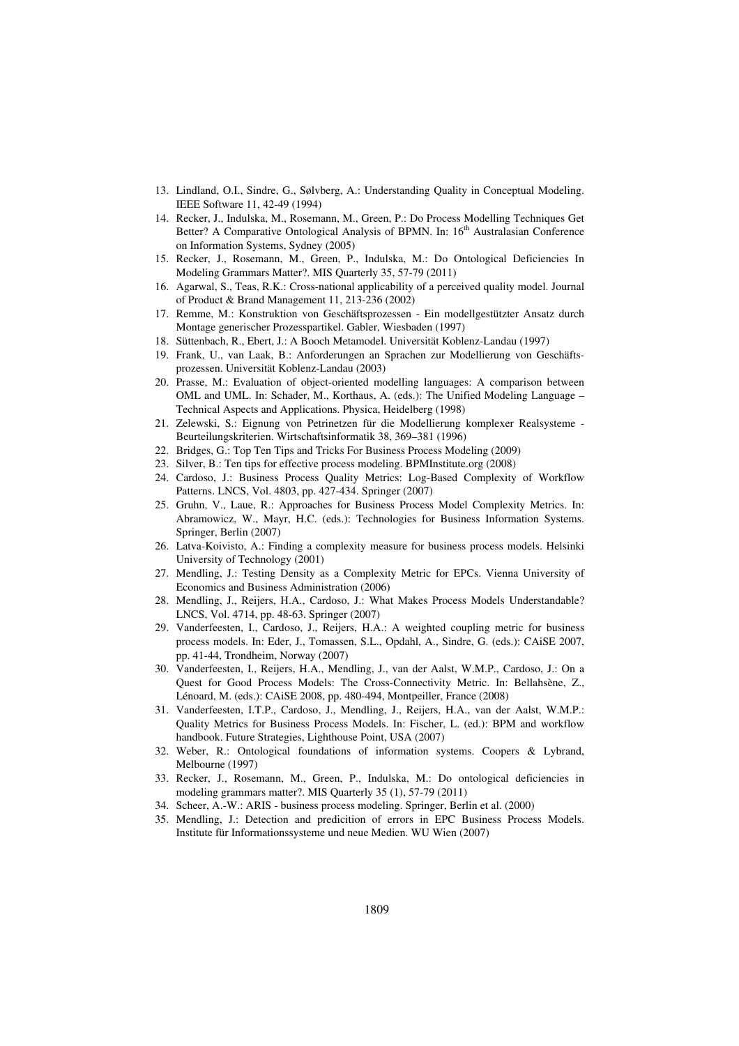13. Lindland, O.I., Sindre, G., Sølvberg, A.: Understanding Quality in Conceptual Modeling. IEEE Software 11, 42-49 (1994)
14. Recker, J., Indulska, M., Rosemann, M., Green, P.: Do Process Modelling Techniques Get Better? A Comparative Ontological Analysis of BPMN. In: 16th Australasian Conference on Information Systems, Sydney (2005)
15. Recker, J., Rosemann, M., Green, P., Indulska, M.: Do Ontological Deficiencies In Modeling Grammars Matter?. MIS Quarterly 35, 57-79 (2011)
16. Agarwal, S., Teas, R.K.: Cross-national applicability of a perceived quality model. Journal of Product & Brand Management 11, 213-236 (2002)
17. Remme, M.: Konstruktion von Geschäftsprozessen - Ein modellgestützter Ansatz durch Montage generischer Prozesspartikel. Gabler, Wiesbaden (1997)
18. Süttenbach, R., Ebert, J.: A Booch Metamodel. Universität Koblenz-Landau (1997)
19. Frank, U., van Laak, B.: Anforderungen an Sprachen zur Modellierung von Geschäftsprozessen. Universität Koblenz-Landau (2003)
20. Prasse, M.: Evaluation of object-oriented modelling languages: A comparison between OML and UML. In: Schader, M., Korthaus, A. (eds.): The Unified Modeling Language – Technical Aspects and Applications. Physica, Heidelberg (1998)
21. Zelewski, S.: Eignung von Petrinetzen für die Modellierung komplexer Realsysteme - Beurteilungskriterien. Wirtschaftsinformatik 38, 369–381 (1996)
22. Bridges, G.: Top Ten Tips and Tricks For Business Process Modeling (2009)
23. Silver, B.: Ten tips for effective process modeling. BPMInstitute.org (2008)
24. Cardoso, J.: Business Process Quality Metrics: Log-Based Complexity of Workflow Patterns. LNCS, Vol. 4803, pp. 427-434. Springer (2007)
25. Gruhn, V., Laue, R.: Approaches for Business Process Model Complexity Metrics. In: Abramowicz, W., Mayr, H.C. (eds.): Technologies for Business Information Systems. Springer, Berlin (2007)
26. Latva-Koivisto, A.: Finding a complexity measure for business process models. Helsinki University of Technology (2001)
27. Mendling, J.: Testing Density as a Complexity Metric for EPCs. Vienna University of Economics and Business Administration (2006)
28. Mendling, J., Reijers, H.A., Cardoso, J.: What Makes Process Models Understandable? LNCS, Vol. 4714, pp. 48-63. Springer (2007)
29. Vanderfeesten, I., Cardoso, J., Reijers, H.A.: A weighted coupling metric for business process models. In: Eder, J., Tomassen, S.L., Opdahl, A., Sindre, G. (eds.): CAiSE 2007, pp. 41-44, Trondheim, Norway (2007)
30. Vanderfeesten, I., Reijers, H.A., Mendling, J., van der Aalst, W.M.P., Cardoso, J.: On a Quest for Good Process Models: The Cross-Connectivity Metric. In: Bellahsène, Z., Lénoard, M. (eds.): CAiSE 2008, pp. 480-494, Montpeiller, France (2008)
31. Vanderfeesten, I.T.P., Cardoso, J., Mendling, J., Reijers, H.A., van der Aalst, W.M.P.: Quality Metrics for Business Process Models. In: Fischer, L. (ed.): BPM and workflow handbook. Future Strategies, Lighthouse Point, USA (2007)
32. Weber, R.: Ontological foundations of information systems. Coopers & Lybrand, Melbourne (1997)
33. Recker, J., Rosemann, M., Green, P., Indulska, M.: Do ontological deficiencies in modeling grammars matter?. MIS Quarterly 35 (1), 57-79 (2011)
34. Scheer, A.-W.: ARIS - business process modeling. Springer, Berlin et al. (2000)
35. Mendling, J.: Detection and predicition of errors in EPC Business Process Models. Institute für Informationssysteme und neue Medien. WU Wien (2007)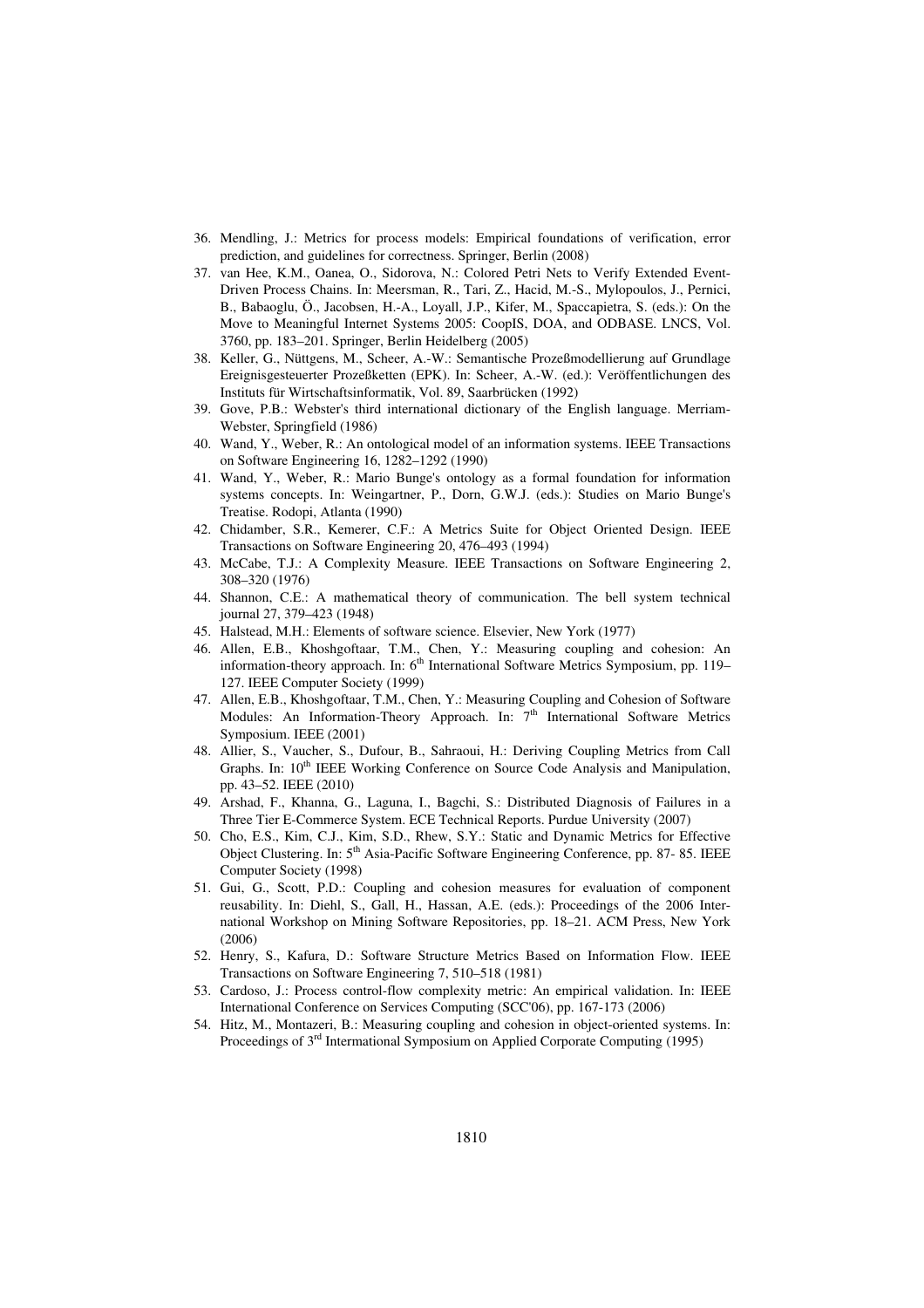36. Mendling, J.: Metrics for process models: Empirical foundations of verification, error prediction, and guidelines for correctness. Springer, Berlin (2008)
37. van Hee, K.M., Oanea, O., Sidorova, N.: Colored Petri Nets to Verify Extended Event-Driven Process Chains. In: Meersman, R., Tari, Z., Hacid, M.-S., Mylopoulos, J., Pernici, B., Babaoglu, Ö., Jacobsen, H.-A., Loyall, J.P., Kifer, M., Spaccapietra, S. (eds.): On the Move to Meaningful Internet Systems 2005: CoopIS, DOA, and ODBASE. LNCS, Vol. 3760, pp. 183–201. Springer, Berlin Heidelberg (2005)
38. Keller, G., Nüttgens, M., Scheer, A.-W.: Semantische Prozeßmodellierung auf Grundlage Ereignisgesteuerter Prozeßketten (EPK). In: Scheer, A.-W. (ed.): Veröffentlichungen des Instituts für Wirtschaftsinformatik, Vol. 89, Saarbrücken (1992)
39. Gove, P.B.: Webster's third international dictionary of the English language. Merriam-Webster, Springfield (1986)
40. Wand, Y., Weber, R.: An ontological model of an information systems. IEEE Transactions on Software Engineering 16, 1282–1292 (1990)
41. Wand, Y., Weber, R.: Mario Bunge's ontology as a formal foundation for information systems concepts. In: Weingartner, P., Dorn, G.W.J. (eds.): Studies on Mario Bunge's Treatise. Rodopi, Atlanta (1990)
42. Chidamber, S.R., Kemerer, C.F.: A Metrics Suite for Object Oriented Design. IEEE Transactions on Software Engineering 20, 476–493 (1994)
43. McCabe, T.J.: A Complexity Measure. IEEE Transactions on Software Engineering 2, 308–320 (1976)
44. Shannon, C.E.: A mathematical theory of communication. The bell system technical journal 27, 379–423 (1948)
45. Halstead, M.H.: Elements of software science. Elsevier, New York (1977)
46. Allen, E.B., Khoshgoftaar, T.M., Chen, Y.: Measuring coupling and cohesion: An information-theory approach. In: 6th International Software Metrics Symposium, pp. 119–127. IEEE Computer Society (1999)
47. Allen, E.B., Khoshgoftaar, T.M., Chen, Y.: Measuring Coupling and Cohesion of Software Modules: An Information-Theory Approach. In: 7th International Software Metrics Symposium. IEEE (2001)
48. Allier, S., Vaucher, S., Dufour, B., Sahraoui, H.: Deriving Coupling Metrics from Call Graphs. In: 10th IEEE Working Conference on Source Code Analysis and Manipulation, pp. 43–52. IEEE (2010)
49. Arshad, F., Khanna, G., Laguna, I., Bagchi, S.: Distributed Diagnosis of Failures in a Three Tier E-Commerce System. ECE Technical Reports. Purdue University (2007)
50. Cho, E.S., Kim, C.J., Kim, S.D., Rhew, S.Y.: Static and Dynamic Metrics for Effective Object Clustering. In: 5th Asia-Pacific Software Engineering Conference, pp. 87- 85. IEEE Computer Society (1998)
51. Gui, G., Scott, P.D.: Coupling and cohesion measures for evaluation of component reusability. In: Diehl, S., Gall, H., Hassan, A.E. (eds.): Proceedings of the 2006 International Workshop on Mining Software Repositories, pp. 18–21. ACM Press, New York (2006)
52. Henry, S., Kafura, D.: Software Structure Metrics Based on Information Flow. IEEE Transactions on Software Engineering 7, 510–518 (1981)
53. Cardoso, J.: Process control-flow complexity metric: An empirical validation. In: IEEE International Conference on Services Computing (SCC'06), pp. 167-173 (2006)
54. Hitz, M., Montazeri, B.: Measuring coupling and cohesion in object-oriented systems. In: Proceedings of 3rd Intermational Symposium on Applied Corporate Computing (1995)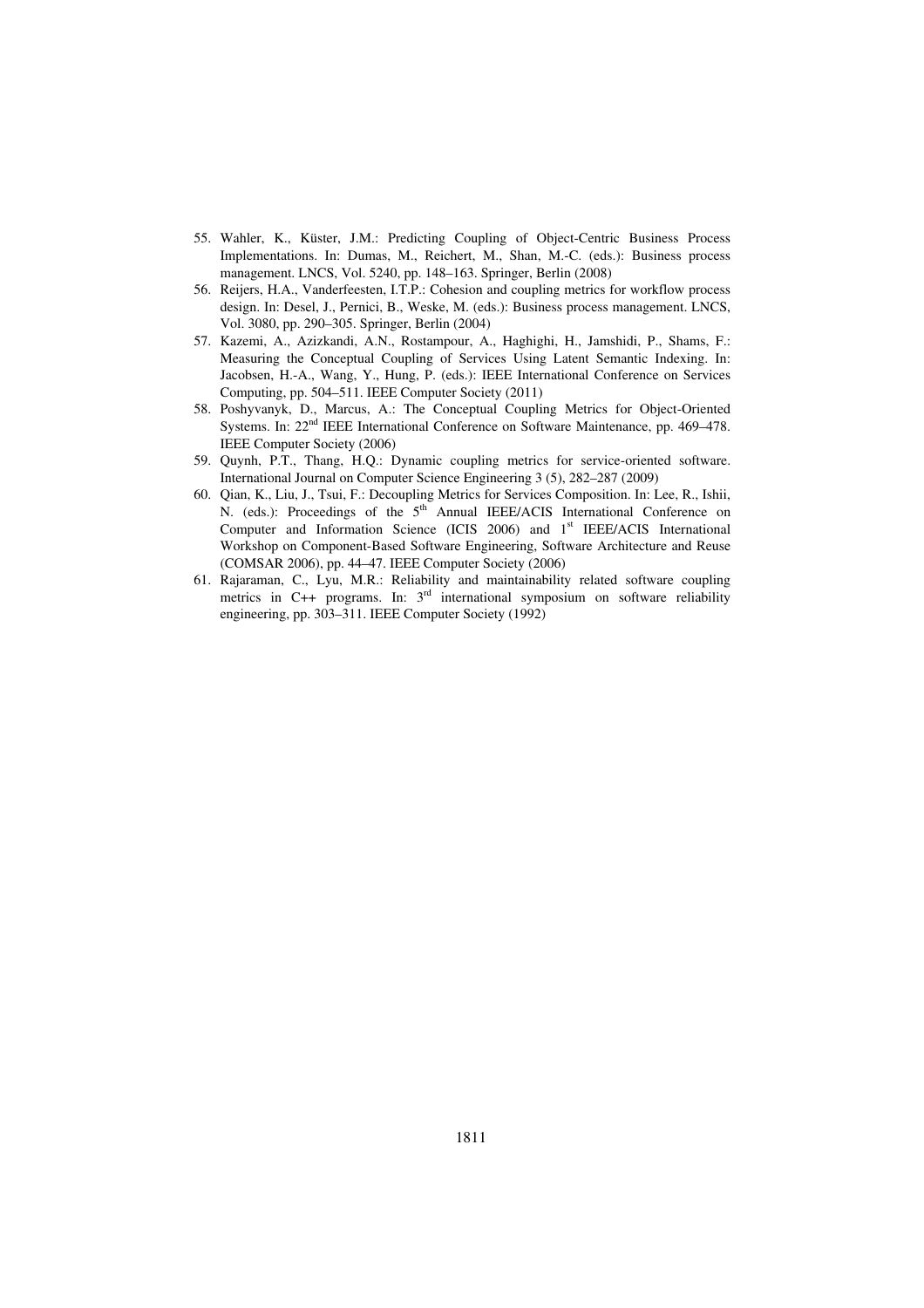55. Wahler, K., Küster, J.M.: Predicting Coupling of Object-Centric Business Process Implementations. In: Dumas, M., Reichert, M., Shan, M.-C. (eds.): Business process management. LNCS, Vol. 5240, pp. 148–163. Springer, Berlin (2008)
56. Reijers, H.A., Vanderfeesten, I.T.P.: Cohesion and coupling metrics for workflow process design. In: Desel, J., Pernici, B., Weske, M. (eds.): Business process management. LNCS, Vol. 3080, pp. 290–305. Springer, Berlin (2004)
57. Kazemi, A., Azizkandi, A.N., Rostampour, A., Haghighi, H., Jamshidi, P., Shams, F.: Measuring the Conceptual Coupling of Services Using Latent Semantic Indexing. In: Jacobsen, H.-A., Wang, Y., Hung, P. (eds.): IEEE International Conference on Services Computing, pp. 504–511. IEEE Computer Society (2011)
58. Poshyvanyk, D., Marcus, A.: The Conceptual Coupling Metrics for Object-Oriented Systems. In: 22nd IEEE International Conference on Software Maintenance, pp. 469–478. IEEE Computer Society (2006)
59. Quynh, P.T., Thang, H.Q.: Dynamic coupling metrics for service-oriented software. International Journal on Computer Science Engineering 3 (5), 282–287 (2009)
60. Qian, K., Liu, J., Tsui, F.: Decoupling Metrics for Services Composition. In: Lee, R., Ishii, N. (eds.): Proceedings of the 5th Annual IEEE/ACIS International Conference on Computer and Information Science (ICIS 2006) and 1st IEEE/ACIS International Workshop on Component-Based Software Engineering, Software Architecture and Reuse (COMSAR 2006), pp. 44–47. IEEE Computer Society (2006)
61. Rajaraman, C., Lyu, M.R.: Reliability and maintainability related software coupling metrics in C++ programs. In: 3rd international symposium on software reliability engineering, pp. 303–311. IEEE Computer Society (1992)